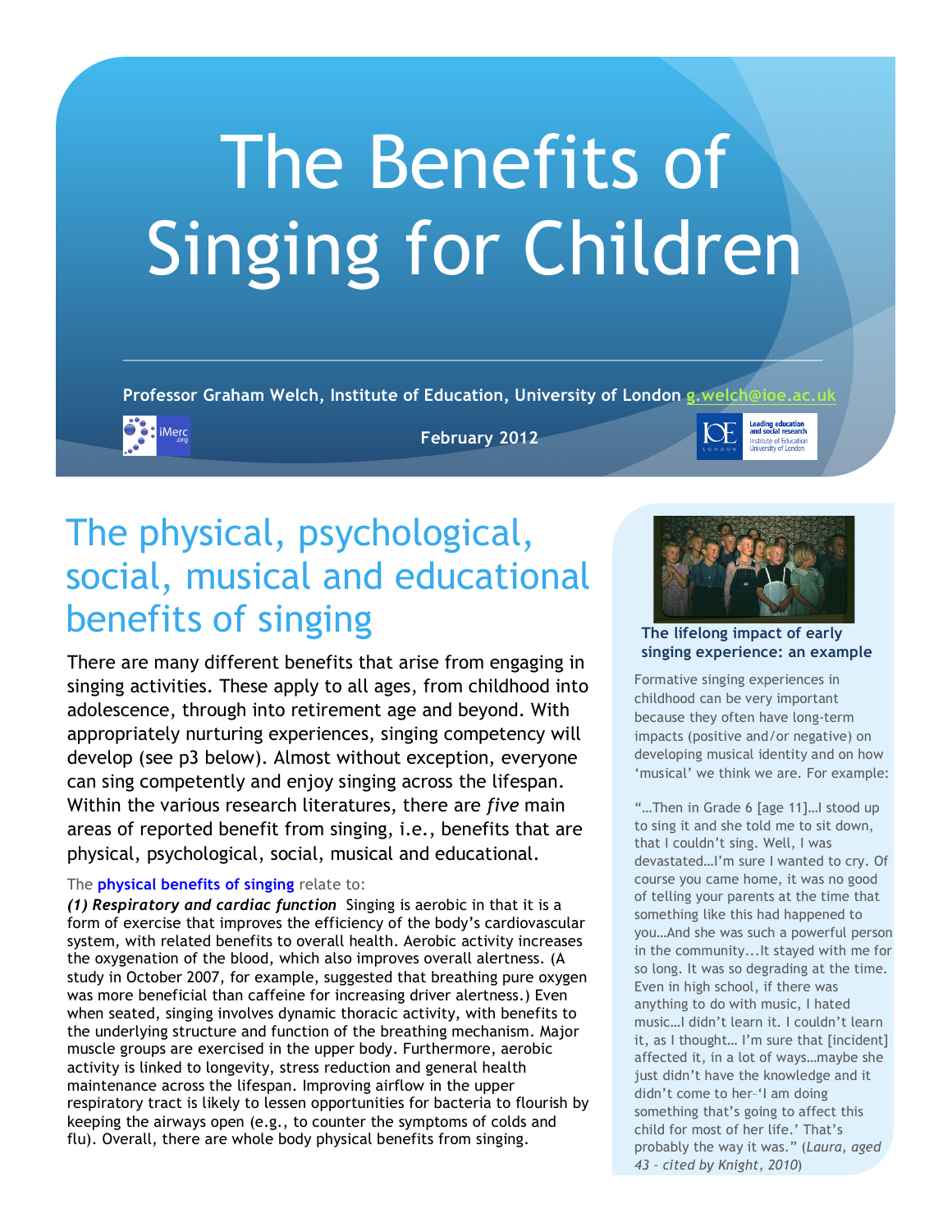# The Benefits of Singing for Children

**Professor Graham Welch, Institute of Education, University of London g.welch@ioe.ac.uk**

**February 2012**

## The physical, psychological, social, musical and educational benefits of singing

There are many different benefits that arise from engaging in singing activities. These apply to all ages, from childhood into adolescence, through into retirement age and beyond. With appropriately nurturing experiences, singing competency will develop (see p3 below). Almost without exception, everyone can sing competently and enjoy singing across the lifespan. Within the various research literatures, there are *five* main areas of reported benefit from singing, i.e., benefits that are physical, psychological, social, musical and educational.

The **physical benefits of singing** relate to:

***(1) Respiratory and cardiac function*** Singing is aerobic in that it is a form of exercise that improves the efficiency of the body's cardiovascular system, with related benefits to overall health. Aerobic activity increases the oxygenation of the blood, which also improves overall alertness. (A study in October 2007, for example, suggested that breathing pure oxygen was more beneficial than caffeine for increasing driver alertness.) Even when seated, singing involves dynamic thoracic activity, with benefits to the underlying structure and function of the breathing mechanism. Major muscle groups are exercised in the upper body. Furthermore, aerobic activity is linked to longevity, stress reduction and general health maintenance across the lifespan. Improving airflow in the upper respiratory tract is likely to lessen opportunities for bacteria to flourish by keeping the airways open (e.g., to counter the symptoms of colds and flu). Overall, there are whole body physical benefits from singing.

**The lifelong impact of early singing experience: an example**

Formative singing experiences in childhood can be very important because they often have long-term impacts (positive and/or negative) on developing musical identity and on how 'musical' we think we are. For example:

"…Then in Grade 6 [age 11]…I stood up to sing it and she told me to sit down, that I couldn't sing. Well, I was devastated…I'm sure I wanted to cry. Of course you came home, it was no good of telling your parents at the time that something like this had happened to you…And she was such a powerful person in the community...It stayed with me for so long. It was so degrading at the time. Even in high school, if there was anything to do with music, I hated music…I didn't learn it. I couldn't learn it, as I thought… I'm sure that [incident] affected it, in a lot of ways…maybe she just didn't have the knowledge and it didn't come to her–'I am doing something that's going to affect this child for most of her life.' That's probably the way it was." (*Laura, aged 43 – cited by Knight, 2010*)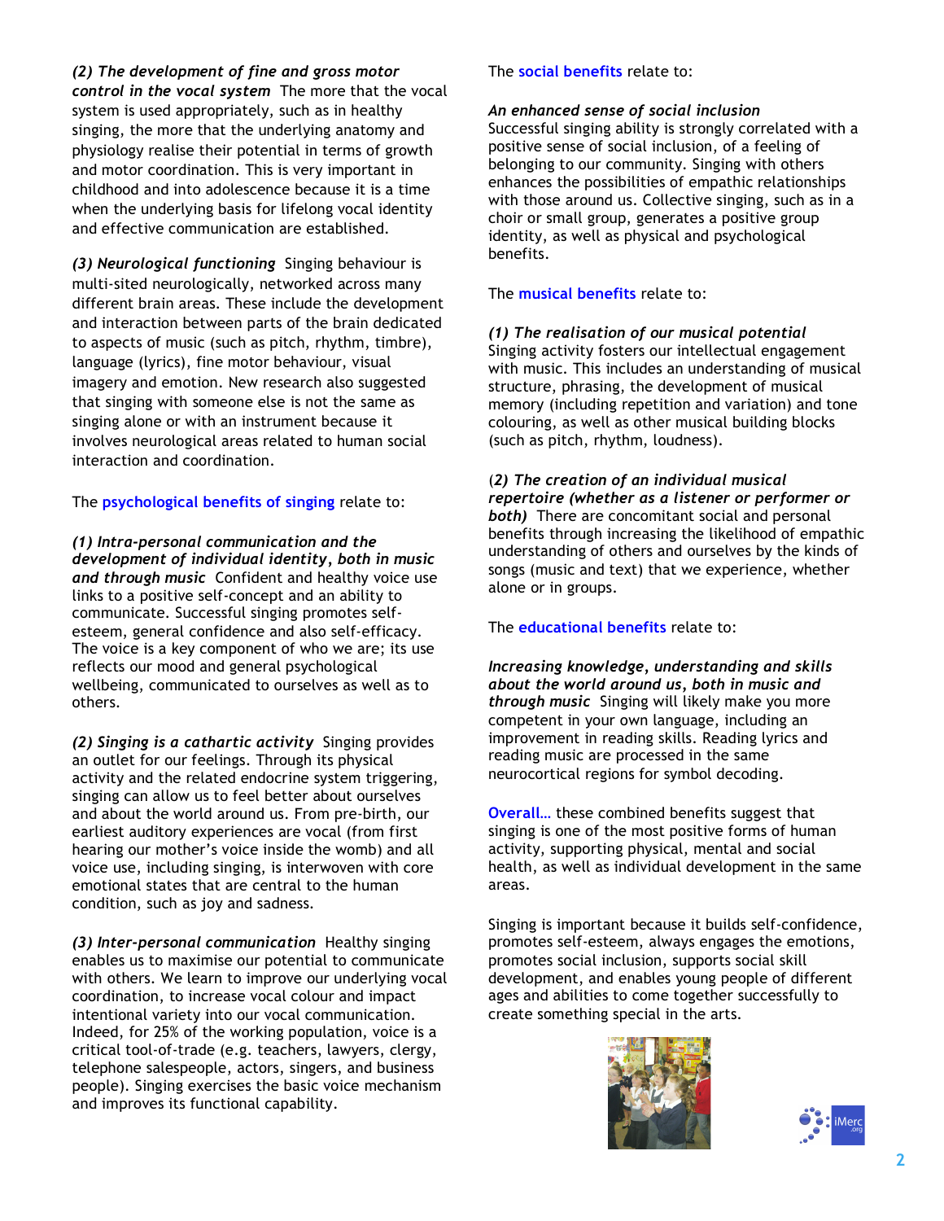***(2) The development of fine and gross motor control in the vocal system*** The more that the vocal system is used appropriately, such as in healthy singing, the more that the underlying anatomy and physiology realise their potential in terms of growth and motor coordination. This is very important in childhood and into adolescence because it is a time when the underlying basis for lifelong vocal identity and effective communication are established.

***(3) Neurological functioning*** Singing behaviour is multi-sited neurologically, networked across many different brain areas. These include the development and interaction between parts of the brain dedicated to aspects of music (such as pitch, rhythm, timbre), language (lyrics), fine motor behaviour, visual imagery and emotion. New research also suggested that singing with someone else is not the same as singing alone or with an instrument because it involves neurological areas related to human social interaction and coordination.

The psychological benefits of singing relate to:

***(1) Intra-personal communication and the development of individual identity, both in music and through music*** Confident and healthy voice use links to a positive self-concept and an ability to communicate. Successful singing promotes self-esteem, general confidence and also self-efficacy. The voice is a key component of who we are; its use reflects our mood and general psychological wellbeing, communicated to ourselves as well as to others.

***(2) Singing is a cathartic activity*** Singing provides an outlet for our feelings. Through its physical activity and the related endocrine system triggering, singing can allow us to feel better about ourselves and about the world around us. From pre-birth, our earliest auditory experiences are vocal (from first hearing our mother's voice inside the womb) and all voice use, including singing, is interwoven with core emotional states that are central to the human condition, such as joy and sadness.

***(3) Inter-personal communication*** Healthy singing enables us to maximise our potential to communicate with others. We learn to improve our underlying vocal coordination, to increase vocal colour and impact intentional variety into our vocal communication. Indeed, for 25% of the working population, voice is a critical tool-of-trade (e.g. teachers, lawyers, clergy, telephone salespeople, actors, singers, and business people). Singing exercises the basic voice mechanism and improves its functional capability.

The social benefits relate to:

***An enhanced sense of social inclusion***
Successful singing ability is strongly correlated with a positive sense of social inclusion, of a feeling of belonging to our community. Singing with others enhances the possibilities of empathic relationships with those around us. Collective singing, such as in a choir or small group, generates a positive group identity, as well as physical and psychological benefits.

The musical benefits relate to:

***(1) The realisation of our musical potential***
Singing activity fosters our intellectual engagement with music. This includes an understanding of musical structure, phrasing, the development of musical memory (including repetition and variation) and tone colouring, as well as other musical building blocks (such as pitch, rhythm, loudness).

***(2) The creation of an individual musical repertoire (whether as a listener or performer or both)*** There are concomitant social and personal benefits through increasing the likelihood of empathic understanding of others and ourselves by the kinds of songs (music and text) that we experience, whether alone or in groups.

The educational benefits relate to:

***Increasing knowledge, understanding and skills about the world around us, both in music and through music*** Singing will likely make you more competent in your own language, including an improvement in reading skills. Reading lyrics and reading music are processed in the same neurocortical regions for symbol decoding.

Overall… these combined benefits suggest that singing is one of the most positive forms of human activity, supporting physical, mental and social health, as well as individual development in the same areas.

Singing is important because it builds self-confidence, promotes self-esteem, always engages the emotions, promotes social inclusion, supports social skill development, and enables young people of different ages and abilities to come together successfully to create something special in the arts.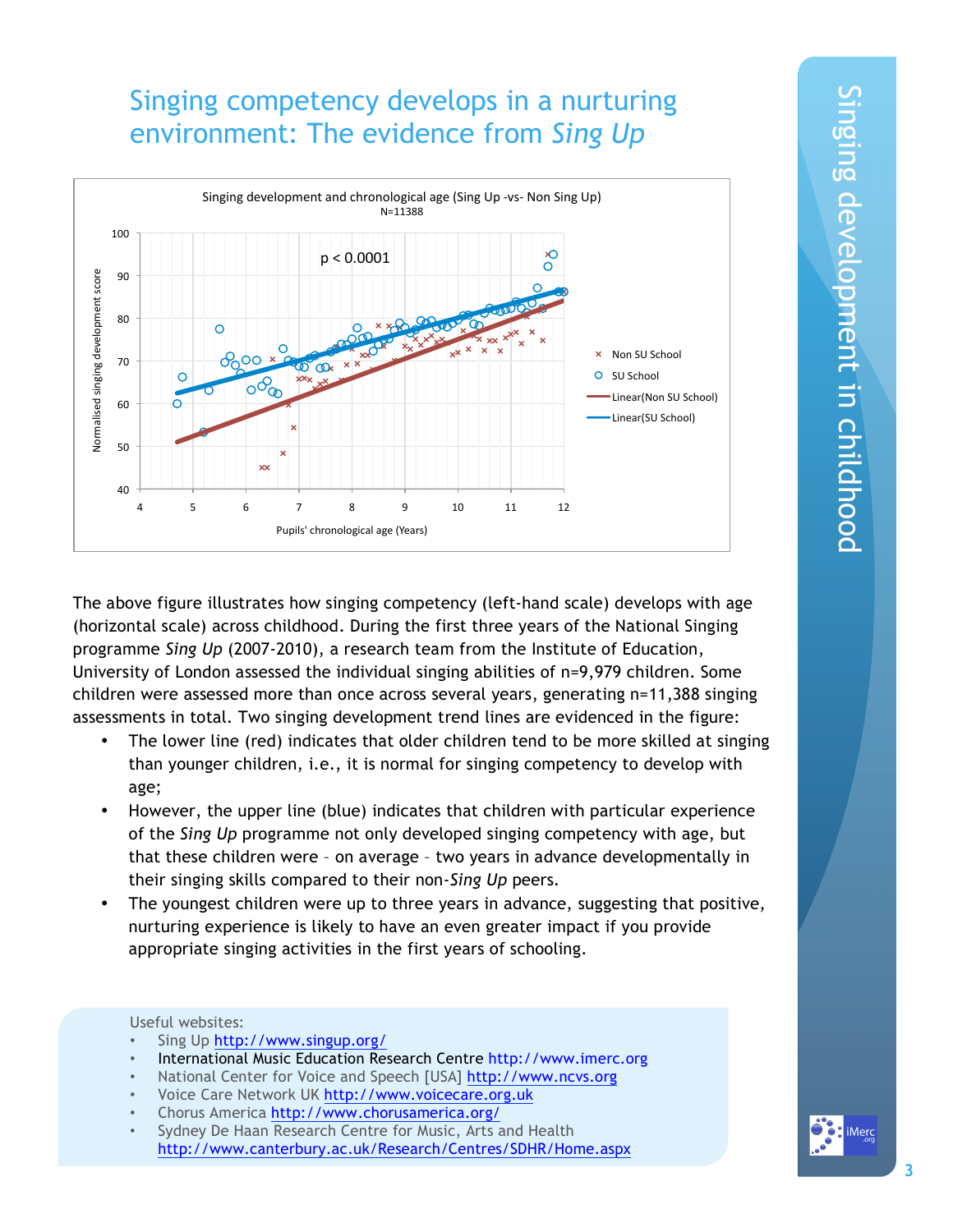# Singing competency develops in a nurturing environment: The evidence from *Sing Up*

The above figure illustrates how singing competency (left-hand scale) develops with age (horizontal scale) across childhood. During the first three years of the National Singing programme *Sing Up* (2007-2010), a research team from the Institute of Education, University of London assessed the individual singing abilities of n=9,979 children. Some children were assessed more than once across several years, generating n=11,388 singing assessments in total. Two singing development trend lines are evidenced in the figure:

- The lower line (red) indicates that older children tend to be more skilled at singing than younger children, i.e., it is normal for singing competency to develop with age;
- However, the upper line (blue) indicates that children with particular experience of the *Sing Up* programme not only developed singing competency with age, but that these children were – on average – two years in advance developmentally in their singing skills compared to their non-*Sing Up* peers.
- The youngest children were up to three years in advance, suggesting that positive, nurturing experience is likely to have an even greater impact if you provide appropriate singing activities in the first years of schooling.

Useful websites:

- Sing Up http://www.singup.org/
- International Music Education Research Centre http://www.imerc.org
- National Center for Voice and Speech [USA] http://www.ncvs.org
- Voice Care Network UK http://www.voicecare.org.uk
- Chorus America http://www.chorusamerica.org/
- Sydney De Haan Research Centre for Music, Arts and Health http://www.canterbury.ac.uk/Research/Centres/SDHR/Home.aspx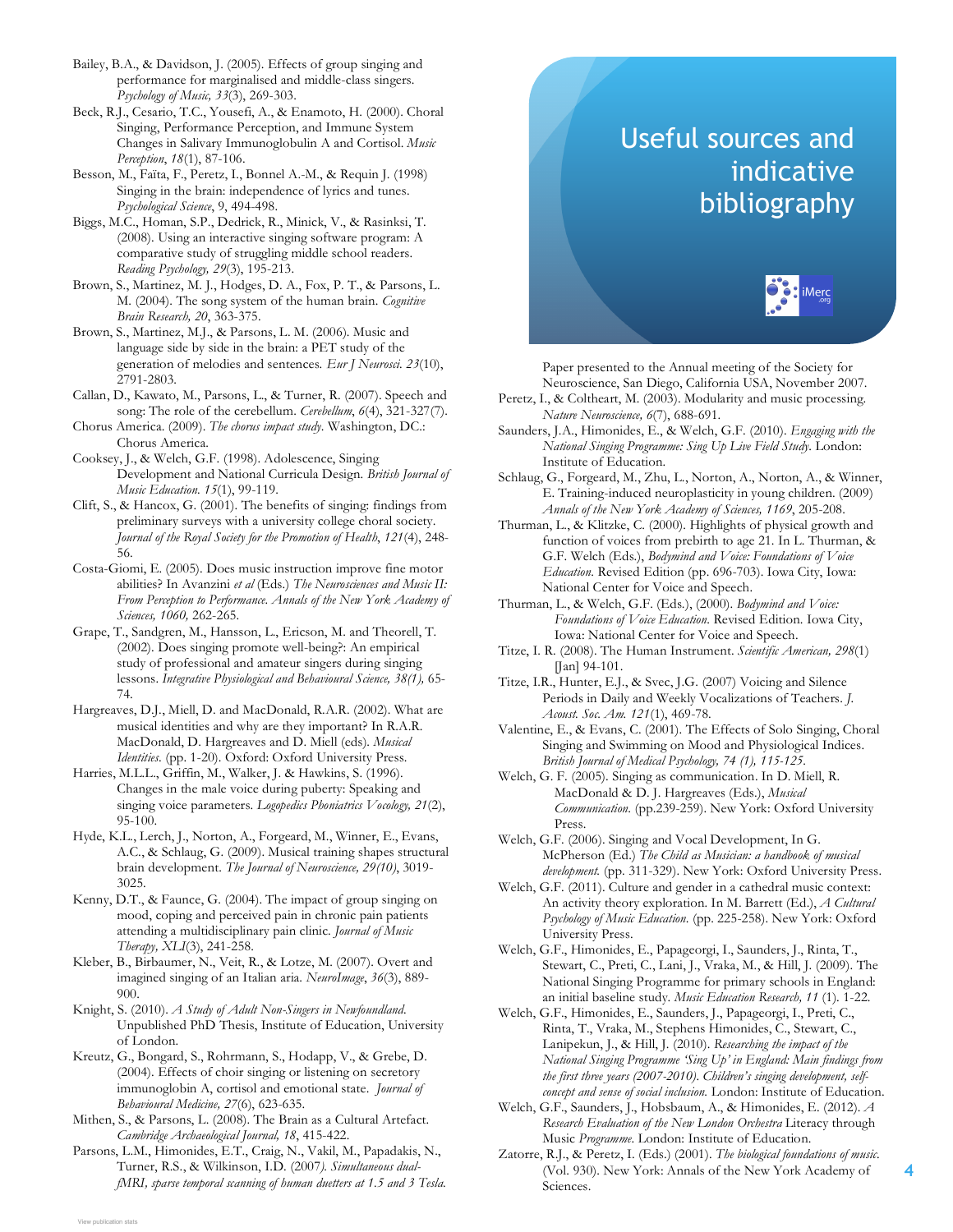# Useful sources and indicative bibliography

Bailey, B.A., & Davidson, J. (2005). Effects of group singing and performance for marginalised and middle-class singers. *Psychology of Music, 33*(3), 269-303.

Beck, R.J., Cesario, T.C., Yousefi, A., & Enamoto, H. (2000). Choral Singing, Performance Perception, and Immune System Changes in Salivary Immunoglobulin A and Cortisol. *Music Perception*, *18*(1), 87-106.

Besson, M., Faïta, F., Peretz, I., Bonnel A.-M., & Requin J. (1998) Singing in the brain: independence of lyrics and tunes. *Psychological Science*, 9, 494-498.

Biggs, M.C., Homan, S.P., Dedrick, R., Minick, V., & Rasinksi, T. (2008). Using an interactive singing software program: A comparative study of struggling middle school readers. *Reading Psychology, 29*(3), 195-213.

Brown, S., Martinez, M. J., Hodges, D. A., Fox, P. T., & Parsons, L. M. (2004). The song system of the human brain. *Cognitive Brain Research, 20*, 363-375.

Brown, S., Martinez, M.J., & Parsons, L. M. (2006). Music and language side by side in the brain: a PET study of the generation of melodies and sentences. *Eur J Neurosci. 23*(10), 2791-2803.

Callan, D., Kawato, M., Parsons, L., & Turner, R. (2007). Speech and song: The role of the cerebellum. *Cerebellum*, *6*(4), 321-327(7).

Chorus America. (2009). *The chorus impact study*. Washington, DC.: Chorus America.

Cooksey, J., & Welch, G.F. (1998). Adolescence, Singing Development and National Curricula Design. *British Journal of Music Education. 15*(1), 99-119.

Clift, S., & Hancox, G. (2001). The benefits of singing: findings from preliminary surveys with a university college choral society. *Journal of the Royal Society for the Promotion of Health*, *121*(4), 248-56.

Costa-Giomi, E. (2005). Does music instruction improve fine motor abilities? In Avanzini *et al* (Eds.) *The Neurosciences and Music II: From Perception to Performance. Annals of the New York Academy of Sciences, 1060,* 262-265.

Grape, T., Sandgren, M., Hansson, L., Ericson, M. and Theorell, T. (2002). Does singing promote well-being?: An empirical study of professional and amateur singers during singing lessons. *Integrative Physiological and Behavioural Science, 38(1),* 65-74.

Hargreaves, D.J., Miell, D. and MacDonald, R.A.R. (2002). What are musical identities and why are they important? In R.A.R. MacDonald, D. Hargreaves and D. Miell (eds). *Musical Identities*. (pp. 1-20). Oxford: Oxford University Press.

Harries, M.L.L., Griffin, M., Walker, J. & Hawkins, S. (1996). Changes in the male voice during puberty: Speaking and singing voice parameters. *Logopedics Phoniatrics Vocology, 21*(2), 95-100.

Hyde, K.L., Lerch, J., Norton, A., Forgeard, M., Winner, E., Evans, A.C., & Schlaug, G. (2009). Musical training shapes structural brain development. *The Journal of Neuroscience, 29(10)*, 3019-3025.

Kenny, D.T., & Faunce, G. (2004). The impact of group singing on mood, coping and perceived pain in chronic pain patients attending a multidisciplinary pain clinic. *Journal of Music Therapy, XLI*(3), 241-258.

Kleber, B., Birbaumer, N., Veit, R., & Lotze, M. (2007). Overt and imagined singing of an Italian aria. *NeuroImage*, *36*(3), 889-900.

Knight, S. (2010). *A Study of Adult Non-Singers in Newfoundland.* Unpublished PhD Thesis, Institute of Education, University of London.

Kreutz, G., Bongard, S., Rohrmann, S., Hodapp, V., & Grebe, D. (2004). Effects of choir singing or listening on secretory immunoglobin A, cortisol and emotional state. *Journal of Behavioural Medicine, 27*(6), 623-635.

Mithen, S., & Parsons, L. (2008). The Brain as a Cultural Artefact. *Cambridge Archaeological Journal, 18*, 415-422.

Parsons, L.M., Himonides, E.T., Craig, N., Vakil, M., Papadakis, N., Turner, R.S., & Wilkinson, I.D. (2007*). Simultaneous dual-fMRI, sparse temporal scanning of human duetters at 1.5 and 3 Tesla.* Paper presented to the Annual meeting of the Society for Neuroscience, San Diego, California USA, November 2007.

Peretz, I., & Coltheart, M. (2003). Modularity and music processing. *Nature Neuroscience, 6*(7), 688-691.

Saunders, J.A., Himonides, E., & Welch, G.F. (2010). *Engaging with the National Singing Programme: Sing Up Live Field Study*. London: Institute of Education.

Schlaug, G., Forgeard, M., Zhu, L., Norton, A., Norton, A., & Winner, E. Training-induced neuroplasticity in young children. (2009) *Annals of the New York Academy of Sciences, 1169*, 205-208.

Thurman, L., & Klitzke, C. (2000). Highlights of physical growth and function of voices from prebirth to age 21. In L. Thurman, & G.F. Welch (Eds.), *Bodymind and Voice: Foundations of Voice Education*. Revised Edition (pp. 696-703). Iowa City, Iowa: National Center for Voice and Speech.

Thurman, L., & Welch, G.F. (Eds.), (2000). *Bodymind and Voice: Foundations of Voice Education*. Revised Edition. Iowa City, Iowa: National Center for Voice and Speech.

Titze, I. R. (2008). The Human Instrument. *Scientific American, 298*(1) [Jan] 94-101.

Titze, I.R., Hunter, E.J., & Svec, J.G. (2007) Voicing and Silence Periods in Daily and Weekly Vocalizations of Teachers. *J. Acoust. Soc. Am. 121*(1), 469-78.

Valentine, E., & Evans, C. (2001). The Effects of Solo Singing, Choral Singing and Swimming on Mood and Physiological Indices. *British Journal of Medical Psychology, 74 (1), 115-125.*

Welch, G. F. (2005). Singing as communication. In D. Miell, R. MacDonald & D. J. Hargreaves (Eds.), *Musical Communication*. (pp.239-259). New York: Oxford University Press.

Welch, G.F. (2006). Singing and Vocal Development, In G. McPherson (Ed.) *The Child as Musician: a handbook of musical development.* (pp. 311-329). New York: Oxford University Press.

Welch, G.F. (2011). Culture and gender in a cathedral music context: An activity theory exploration. In M. Barrett (Ed.), *A Cultural Psychology of Music Education*. (pp. 225-258). New York: Oxford University Press.

Welch, G.F., Himonides, E., Papageorgi, I., Saunders, J., Rinta, T., Stewart, C., Preti, C., Lani, J., Vraka, M., & Hill, J. (2009). The National Singing Programme for primary schools in England: an initial baseline study. *Music Education Research, 11* (1). 1-22.

Welch, G.F., Himonides, E., Saunders, J., Papageorgi, I., Preti, C., Rinta, T., Vraka, M., Stephens Himonides, C., Stewart, C., Lanipekun, J., & Hill, J. (2010). *Researching the impact of the National Singing Programme 'Sing Up' in England: Main findings from the first three years (2007-2010). Children's singing development, self-concept and sense of social inclusion.* London: Institute of Education.

Welch, G.F., Saunders, J., Hobsbaum, A., & Himonides, E. (2012). *A Research Evaluation of the New London Orchestra* Literacy through Music *Programme*. London: Institute of Education.

Zatorre, R.J., & Peretz, I. (Eds.) (2001). *The biological foundations of music.* (Vol. 930). New York: Annals of the New York Academy of Sciences.